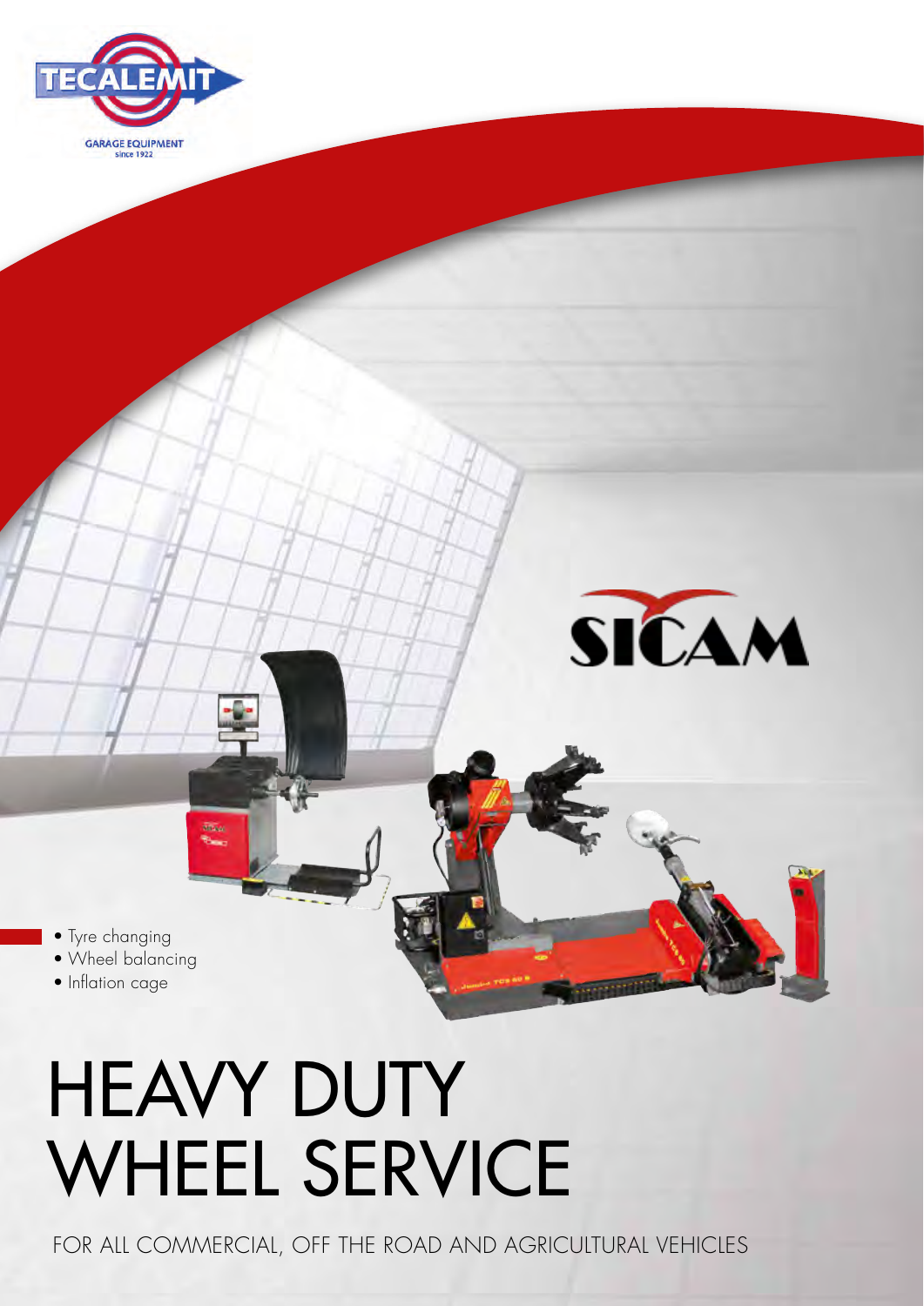TECALEMIT

GARAGE EQUIPMENT
since 1922

SICAM

- Tyre changing
- Wheel balancing
- Inflation cage

# HEAVY DUTY WHEEL SERVICE

FOR ALL COMMERCIAL, OFF THE ROAD AND AGRICULTURAL VEHICLES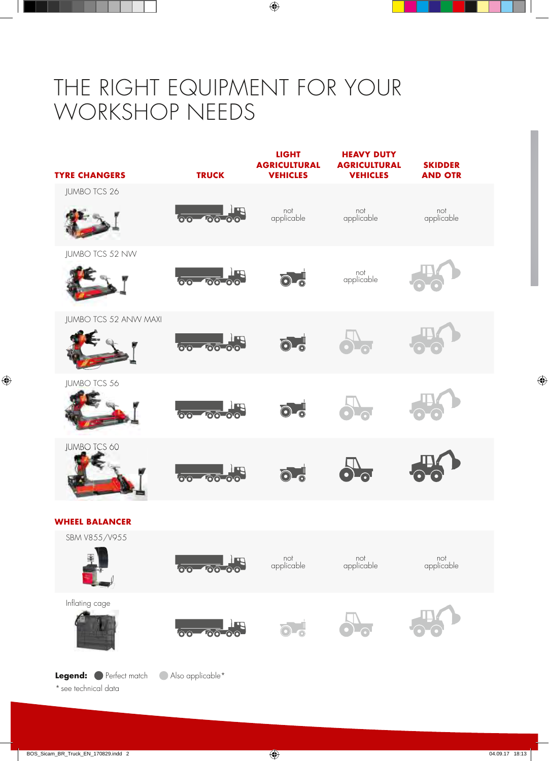# THE RIGHT EQUIPMENT FOR YOUR WORKSHOP NEEDS

| TYRE CHANGERS | TRUCK | LIGHT AGRICULTURAL VEHICLES | HEAVY DUTY AGRICULTURAL VEHICLES | SKIDDER AND OTR |
|---|---|---|---|---|
| JUMBO TCS 26 | Perfect match | not applicable | not applicable | not applicable |
| JUMBO TCS 52 NW | Perfect match | Perfect match | not applicable | Also applicable* |
| JUMBO TCS 52 ANW MAXI | Perfect match | Perfect match | Also applicable* | Also applicable* |
| JUMBO TCS 56 | Perfect match | Perfect match | Also applicable* | Also applicable* |
| JUMBO TCS 60 | Perfect match | Perfect match | Perfect match | Perfect match |

| WHEEL BALANCER | TRUCK | LIGHT AGRICULTURAL VEHICLES | HEAVY DUTY AGRICULTURAL VEHICLES | SKIDDER AND OTR |
|---|---|---|---|---|
| SBM V855/V955 | Perfect match | not applicable | not applicable | not applicable |
| Inflating cage | Perfect match | Also applicable* | Also applicable* | Also applicable* |

**Legend:** ● Perfect match ● Also applicable*

* see technical data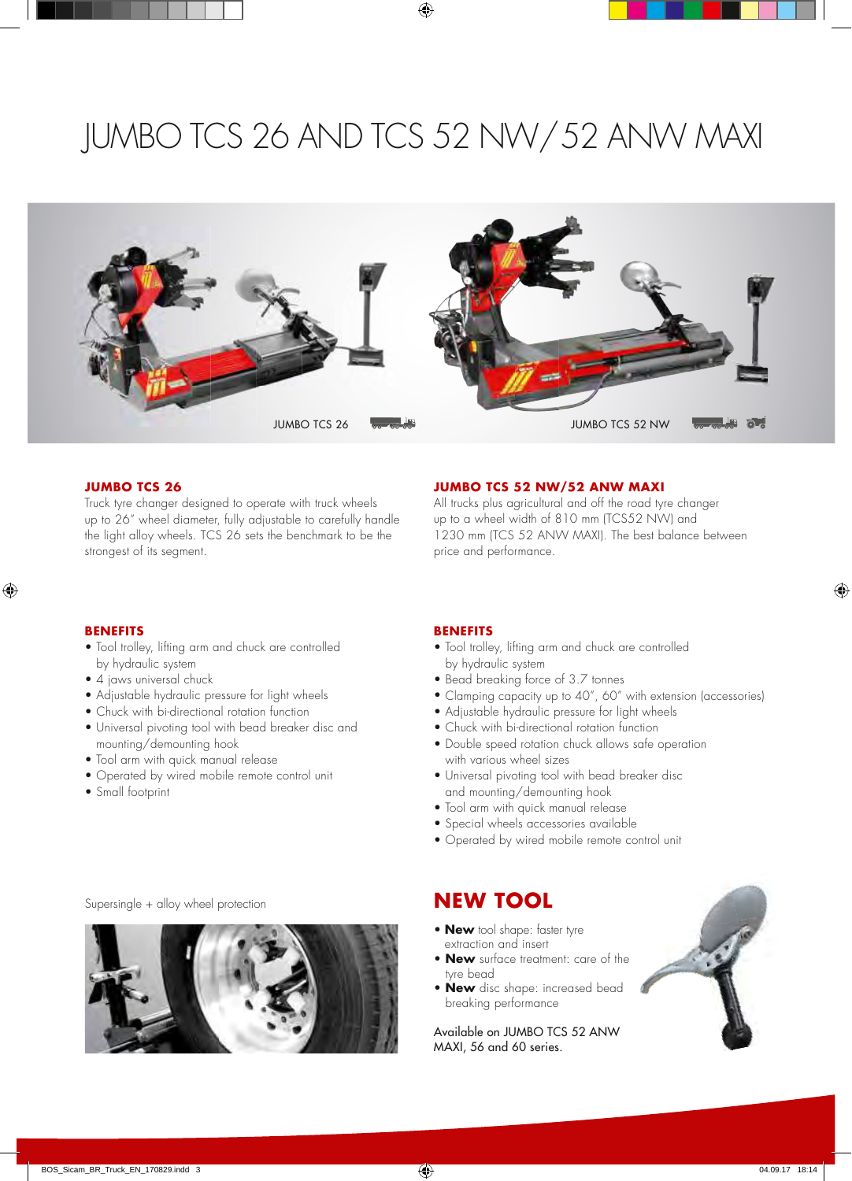# JUMBO TCS 26 AND TCS 52 NW/52 ANW MAXI

JUMBO TCS 26

JUMBO TCS 52 NW

## JUMBO TCS 26

Truck tyre changer designed to operate with truck wheels up to 26" wheel diameter, fully adjustable to carefully handle the light alloy wheels. TCS 26 sets the benchmark to be the strongest of its segment.

### BENEFITS

- Tool trolley, lifting arm and chuck are controlled by hydraulic system
- 4 jaws universal chuck
- Adjustable hydraulic pressure for light wheels
- Chuck with bi-directional rotation function
- Universal pivoting tool with bead breaker disc and mounting/demounting hook
- Tool arm with quick manual release
- Operated by wired mobile remote control unit
- Small footprint

## JUMBO TCS 52 NW/52 ANW MAXI

All trucks plus agricultural and off the road tyre changer up to a wheel width of 810 mm (TCS52 NW) and 1230 mm (TCS 52 ANW MAXI). The best balance between price and performance.

### BENEFITS

- Tool trolley, lifting arm and chuck are controlled by hydraulic system
- Bead breaking force of 3.7 tonnes
- Clamping capacity up to 40", 60" with extension (accessories)
- Adjustable hydraulic pressure for light wheels
- Chuck with bi-directional rotation function
- Double speed rotation chuck allows safe operation with various wheel sizes
- Universal pivoting tool with bead breaker disc and mounting/demounting hook
- Tool arm with quick manual release
- Special wheels accessories available
- Operated by wired mobile remote control unit

Supersingle + alloy wheel protection

## NEW TOOL

- **New** tool shape: faster tyre extraction and insert
- **New** surface treatment: care of the tyre bead
- **New** disc shape: increased bead breaking performance

Available on JUMBO TCS 52 ANW MAXI, 56 and 60 series.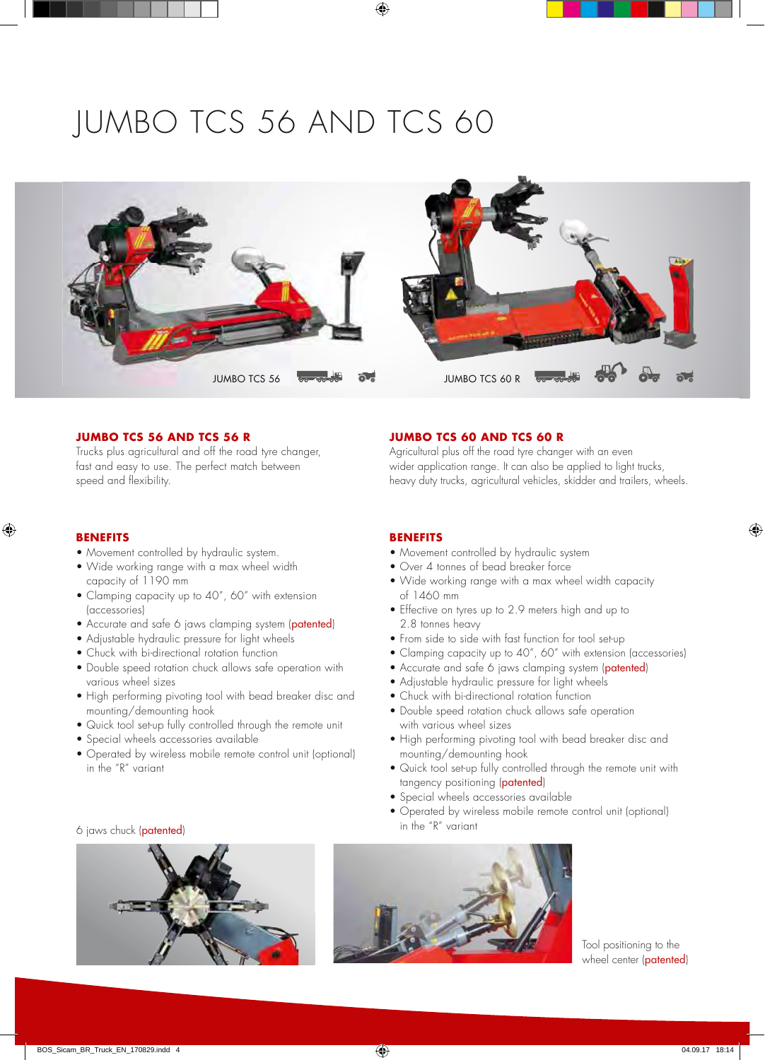# JUMBO TCS 56 AND TCS 60

JUMBO TCS 56

JUMBO TCS 60 R

## JUMBO TCS 56 AND TCS 56 R

Trucks plus agricultural and off the road tyre changer, fast and easy to use. The perfect match between speed and flexibility.

### BENEFITS

- Movement controlled by hydraulic system.
- Wide working range with a max wheel width capacity of 1190 mm
- Clamping capacity up to 40", 60" with extension (accessories)
- Accurate and safe 6 jaws clamping system (patented)
- Adjustable hydraulic pressure for light wheels
- Chuck with bi-directional rotation function
- Double speed rotation chuck allows safe operation with various wheel sizes
- High performing pivoting tool with bead breaker disc and mounting/demounting hook
- Quick tool set-up fully controlled through the remote unit
- Special wheels accessories available
- Operated by wireless mobile remote control unit (optional) in the "R" variant

## JUMBO TCS 60 AND TCS 60 R

Agricultural plus off the road tyre changer with an even wider application range. It can also be applied to light trucks, heavy duty trucks, agricultural vehicles, skidder and trailers, wheels.

### BENEFITS

- Movement controlled by hydraulic system
- Over 4 tonnes of bead breaker force
- Wide working range with a max wheel width capacity of 1460 mm
- Effective on tyres up to 2.9 meters high and up to 2.8 tonnes heavy
- From side to side with fast function for tool set-up
- Clamping capacity up to 40", 60" with extension (accessories)
- Accurate and safe 6 jaws clamping system (patented)
- Adjustable hydraulic pressure for light wheels
- Chuck with bi-directional rotation function
- Double speed rotation chuck allows safe operation with various wheel sizes
- High performing pivoting tool with bead breaker disc and mounting/demounting hook
- Quick tool set-up fully controlled through the remote unit with tangency positioning (patented)
- Special wheels accessories available
- Operated by wireless mobile remote control unit (optional) in the "R" variant

6 jaws chuck (patented)

Tool positioning to the wheel center (patented)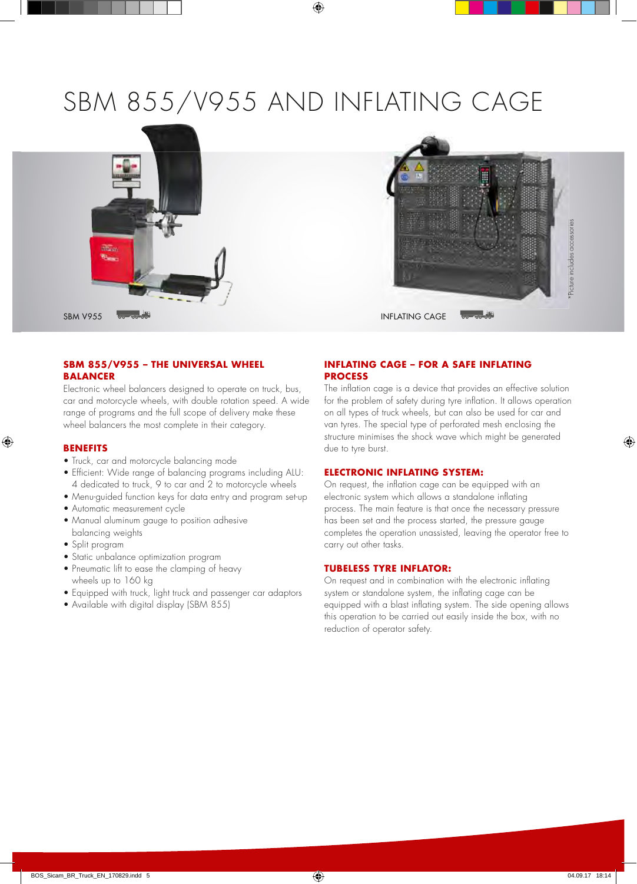# SBM 855/V955 AND INFLATING CAGE

SBM V955

INFLATING CAGE

*Picture includes accessories

## SBM 855/V955 – THE UNIVERSAL WHEEL BALANCER

Electronic wheel balancers designed to operate on truck, bus, car and motorcycle wheels, with double rotation speed. A wide range of programs and the full scope of delivery make these wheel balancers the most complete in their category.

## BENEFITS

- Truck, car and motorcycle balancing mode
- Efficient: Wide range of balancing programs including ALU: 4 dedicated to truck, 9 to car and 2 to motorcycle wheels
- Menu-guided function keys for data entry and program set-up
- Automatic measurement cycle
- Manual aluminum gauge to position adhesive balancing weights
- Split program
- Static unbalance optimization program
- Pneumatic lift to ease the clamping of heavy wheels up to 160 kg
- Equipped with truck, light truck and passenger car adaptors
- Available with digital display (SBM 855)

## INFLATING CAGE – FOR A SAFE INFLATING PROCESS

The inflation cage is a device that provides an effective solution for the problem of safety during tyre inflation. It allows operation on all types of truck wheels, but can also be used for car and van tyres. The special type of perforated mesh enclosing the structure minimises the shock wave which might be generated due to tyre burst.

## ELECTRONIC INFLATING SYSTEM:

On request, the inflation cage can be equipped with an electronic system which allows a standalone inflating process. The main feature is that once the necessary pressure has been set and the process started, the pressure gauge completes the operation unassisted, leaving the operator free to carry out other tasks.

## TUBELESS TYRE INFLATOR:

On request and in combination with the electronic inflating system or standalone system, the inflating cage can be equipped with a blast inflating system. The side opening allows this operation to be carried out easily inside the box, with no reduction of operator safety.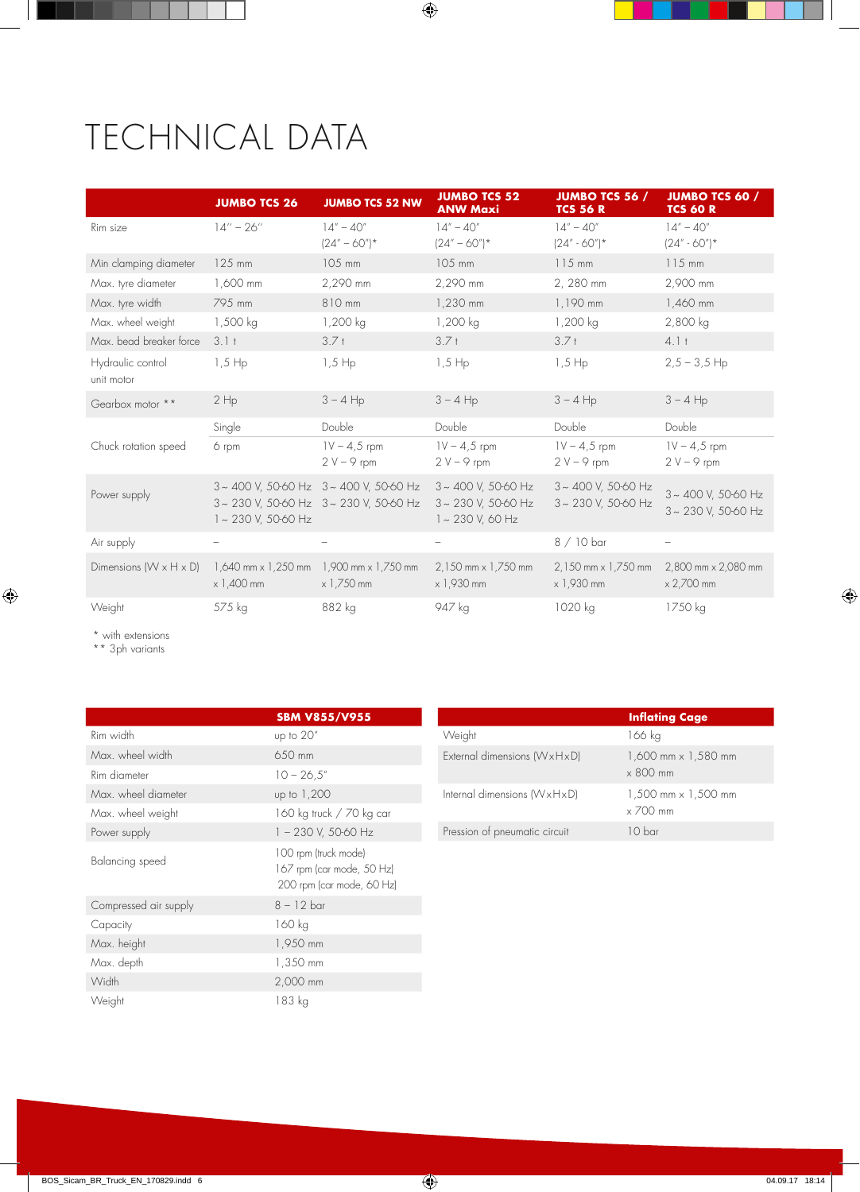# TECHNICAL DATA

| | JUMBO TCS 26 | JUMBO TCS 52 NW | JUMBO TCS 52 ANW Maxi | JUMBO TCS 56 / TCS 56 R | JUMBO TCS 60 / TCS 60 R |
|---|---|---|---|---|---|
| Rim size | 14" – 26" | 14" – 40" (24" – 60")* | 14" – 40" (24" – 60")* | 14" – 40" (24" - 60")* | 14" – 40" (24" - 60")* |
| Min clamping diameter | 125 mm | 105 mm | 105 mm | 115 mm | 115 mm |
| Max. tyre diameter | 1,600 mm | 2,290 mm | 2,290 mm | 2, 280 mm | 2,900 mm |
| Max. tyre width | 795 mm | 810 mm | 1,230 mm | 1,190 mm | 1,460 mm |
| Max. wheel weight | 1,500 kg | 1,200 kg | 1,200 kg | 1,200 kg | 2,800 kg |
| Max. bead breaker force | 3.1 t | 3.7 t | 3.7 t | 3.7 t | 4.1 t |
| Hydraulic control unit motor | 1,5 Hp | 1,5 Hp | 1,5 Hp | 1,5 Hp | 2,5 – 3,5 Hp |
| Gearbox motor ** | 2 Hp | 3 – 4 Hp | 3 – 4 Hp | 3 – 4 Hp | 3 – 4 Hp |
| Chuck rotation speed | Single<br>6 rpm | Double<br>1V – 4,5 rpm<br>2 V – 9 rpm | Double<br>1V – 4,5 rpm<br>2 V – 9 rpm | Double<br>1V – 4,5 rpm<br>2 V – 9 rpm | Double<br>1V – 4,5 rpm<br>2 V – 9 rpm |
| Power supply | 3 ~ 400 V, 50-60 Hz<br>3 ~ 230 V, 50-60 Hz<br>1 ~ 230 V, 50-60 Hz | 3 ~ 400 V, 50-60 Hz<br>3 ~ 230 V, 50-60 Hz | 3 ~ 400 V, 50-60 Hz<br>3 ~ 230 V, 50-60 Hz<br>1 ~ 230 V, 60 Hz | 3 ~ 400 V, 50-60 Hz<br>3 ~ 230 V, 50-60 Hz | 3 ~ 400 V, 50-60 Hz<br>3 ~ 230 V, 50-60 Hz |
| Air supply | – | – | – | 8 / 10 bar | – |
| Dimensions (W x H x D) | 1,640 mm x 1,250 mm x 1,400 mm | 1,900 mm x 1,750 mm x 1,750 mm | 2,150 mm x 1,750 mm x 1,930 mm | 2,150 mm x 1,750 mm x 1,930 mm | 2,800 mm x 2,080 mm x 2,700 mm |
| Weight | 575 kg | 882 kg | 947 kg | 1020 kg | 1750 kg |

\* with extensions
\*\* 3ph variants

| | SBM V855/V955 |
|---|---|
| Rim width | up to 20" |
| Max. wheel width | 650 mm |
| Rim diameter | 10 – 26,5" |
| Max. wheel diameter | up to 1,200 |
| Max. wheel weight | 160 kg truck / 70 kg car |
| Power supply | 1 – 230 V, 50-60 Hz |
| Balancing speed | 100 rpm (truck mode)<br>167 rpm (car mode, 50 Hz)<br>200 rpm (car mode, 60 Hz) |
| Compressed air supply | 8 – 12 bar |
| Capacity | 160 kg |
| Max. height | 1,950 mm |
| Max. depth | 1,350 mm |
| Width | 2,000 mm |
| Weight | 183 kg |

| | Inflating Cage |
|---|---|
| Weight | 166 kg |
| External dimensions (WxHxD) | 1,600 mm x 1,580 mm x 800 mm |
| Internal dimensions (WxHxD) | 1,500 mm x 1,500 mm x 700 mm |
| Pression of pneumatic circuit | 10 bar |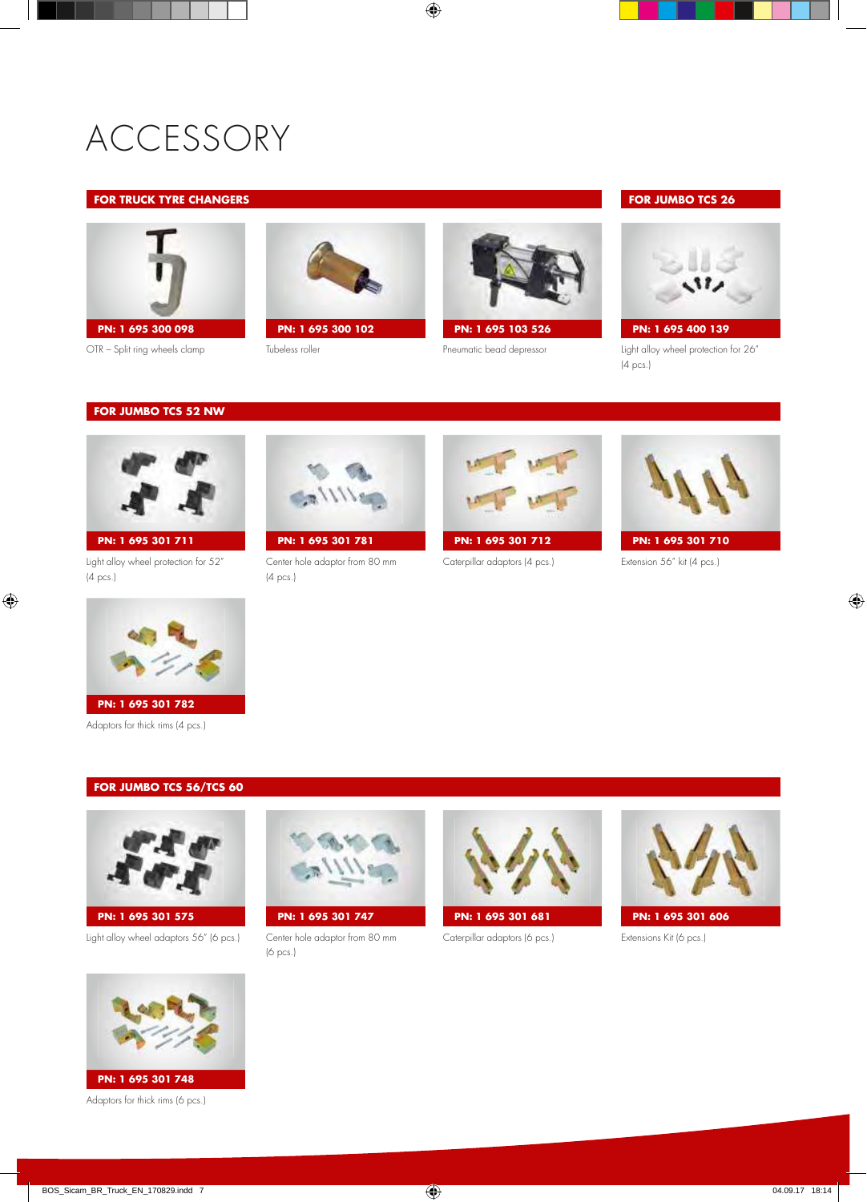# ACCESSORY

## FOR TRUCK TYRE CHANGERS

**PN: 1 695 300 098**
OTR – Split ring wheels clamp

**PN: 1 695 300 102**
Tubeless roller

**PN: 1 695 103 526**
Pneumatic bead depressor

## FOR JUMBO TCS 26

**PN: 1 695 400 139**
Light alloy wheel protection for 26" (4 pcs.)

## FOR JUMBO TCS 52 NW

**PN: 1 695 301 711**
Light alloy wheel protection for 52" (4 pcs.)

**PN: 1 695 301 781**
Center hole adaptor from 80 mm (4 pcs.)

**PN: 1 695 301 712**
Caterpillar adaptors (4 pcs.)

**PN: 1 695 301 710**
Extension 56" kit (4 pcs.)

**PN: 1 695 301 782**
Adaptors for thick rims (4 pcs.)

## FOR JUMBO TCS 56/TCS 60

**PN: 1 695 301 575**
Light alloy wheel adaptors 56" (6 pcs.)

**PN: 1 695 301 747**
Center hole adaptor from 80 mm (6 pcs.)

**PN: 1 695 301 681**
Caterpillar adaptors (6 pcs.)

**PN: 1 695 301 606**
Extensions Kit (6 pcs.)

**PN: 1 695 301 748**
Adaptors for thick rims (6 pcs.)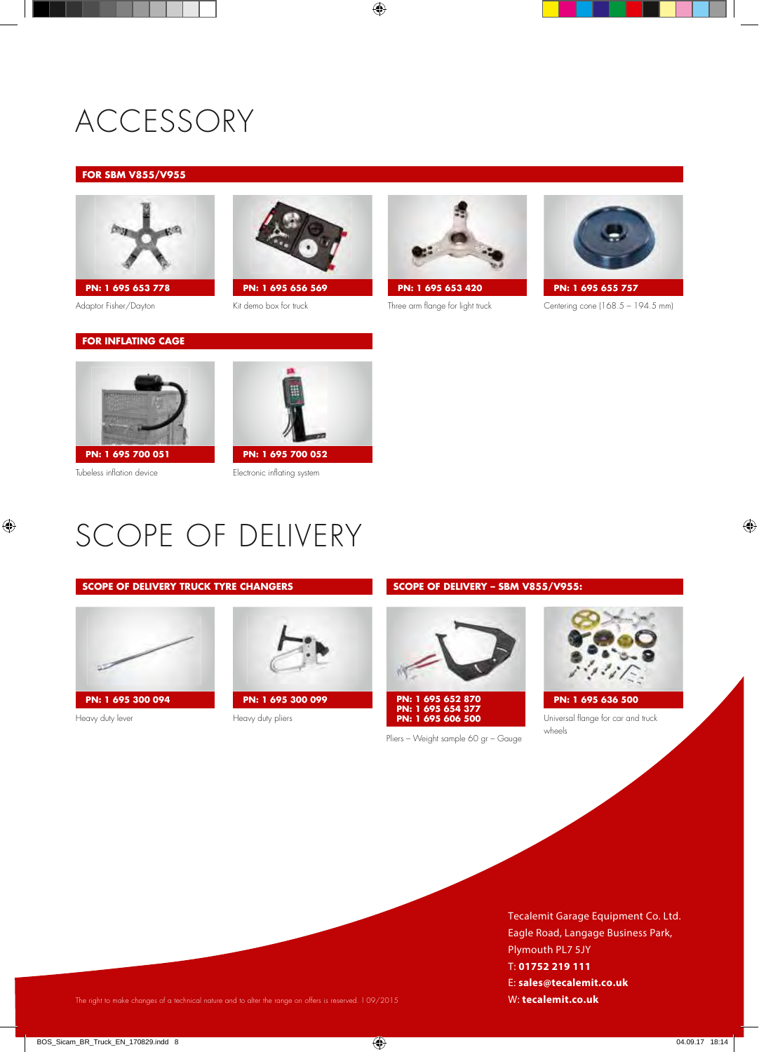# ACCESSORY

## FOR SBM V855/V955

**PN: 1 695 653 778**
Adaptor Fisher/Dayton

**PN: 1 695 656 569**
Kit demo box for truck

**PN: 1 695 653 420**
Three arm flange for light truck

**PN: 1 695 655 757**
Centering cone (168.5 – 194.5 mm)

## FOR INFLATING CAGE

**PN: 1 695 700 051**
Tubeless inflation device

**PN: 1 695 700 052**
Electronic inflating system

# SCOPE OF DELIVERY

## SCOPE OF DELIVERY TRUCK TYRE CHANGERS

**PN: 1 695 300 094**
Heavy duty lever

**PN: 1 695 300 099**
Heavy duty pliers

## SCOPE OF DELIVERY – SBM V855/V955:

**PN: 1 695 652 870**
**PN: 1 695 654 377**
**PN: 1 695 606 500**
Pliers – Weight sample 60 gr – Gauge

**PN: 1 695 636 500**
Universal flange for car and truck wheels

Tecalemit Garage Equipment Co. Ltd.
Eagle Road, Langage Business Park,
Plymouth PL7 5JY
T: **01752 219 111**
E: **sales@tecalemit.co.uk**
W: **tecalemit.co.uk**

The right to make changes of a technical nature and to alter the range on offers is reserved. | 09/2015